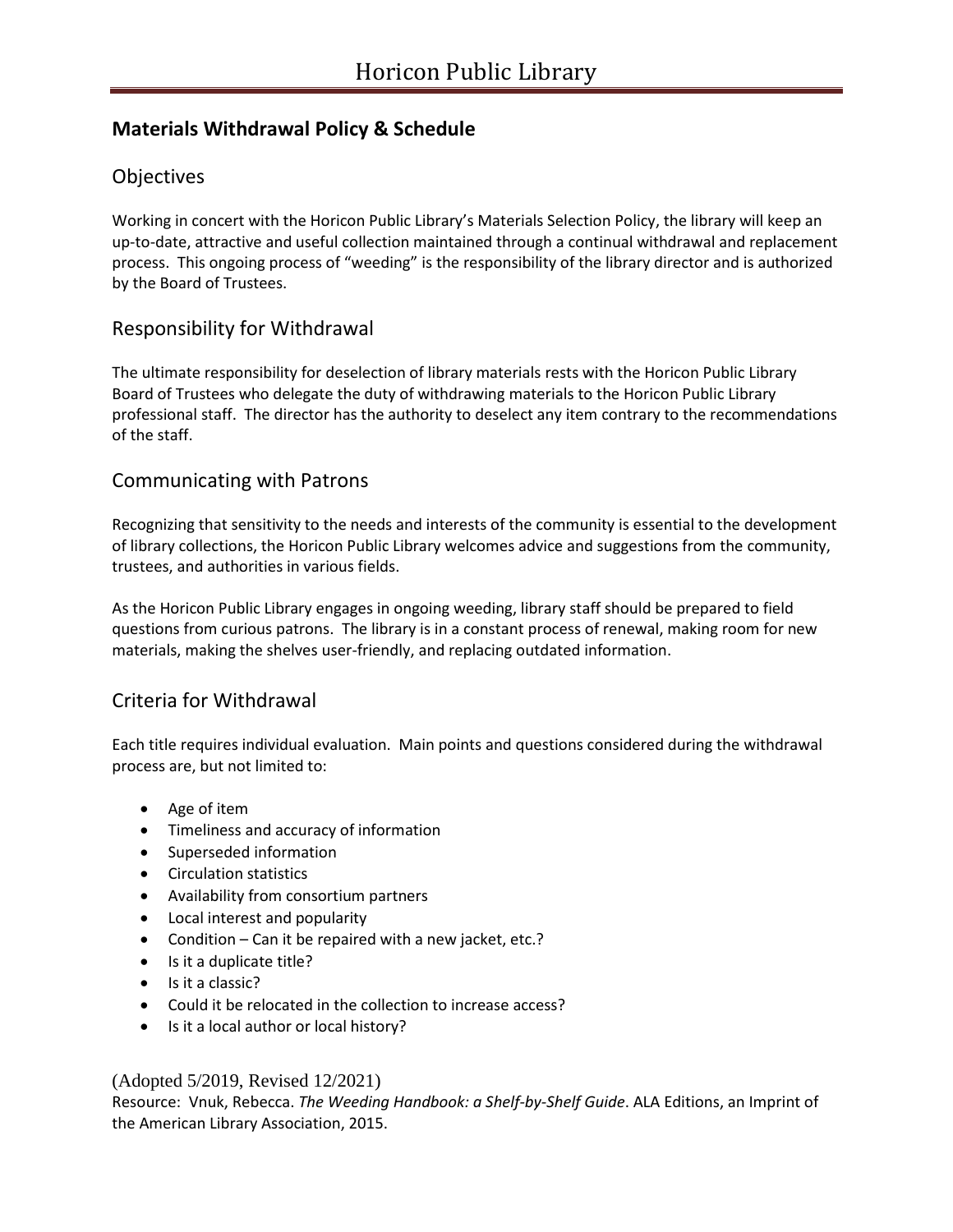# Horicon Public Library

## Materials Withdrawal Policy & Schedule

### Objectives

Working in concert with the Horicon Public Library's Materials Selection Policy, the library will keep an up-to-date, attractive and useful collection maintained through a continual withdrawal and replacement process. This ongoing process of "weeding" is the responsibility of the library director and is authorized by the Board of Trustees.

### Responsibility for Withdrawal

The ultimate responsibility for deselection of library materials rests with the Horicon Public Library Board of Trustees who delegate the duty of withdrawing materials to the Horicon Public Library professional staff. The director has the authority to deselect any item contrary to the recommendations of the staff.

### Communicating with Patrons

Recognizing that sensitivity to the needs and interests of the community is essential to the development of library collections, the Horicon Public Library welcomes advice and suggestions from the community, trustees, and authorities in various fields.

As the Horicon Public Library engages in ongoing weeding, library staff should be prepared to field questions from curious patrons. The library is in a constant process of renewal, making room for new materials, making the shelves user-friendly, and replacing outdated information.

### Criteria for Withdrawal

Each title requires individual evaluation. Main points and questions considered during the withdrawal process are, but not limited to:

- Age of item
- Timeliness and accuracy of information
- Superseded information
- Circulation statistics
- Availability from consortium partners
- Local interest and popularity
- Condition – Can it be repaired with a new jacket, etc.?
- Is it a duplicate title?
- Is it a classic?
- Could it be relocated in the collection to increase access?
- Is it a local author or local history?

(Adopted 5/2019, Revised 12/2021)

Resource: Vnuk, Rebecca. *The Weeding Handbook: a Shelf-by-Shelf Guide*. ALA Editions, an Imprint of the American Library Association, 2015.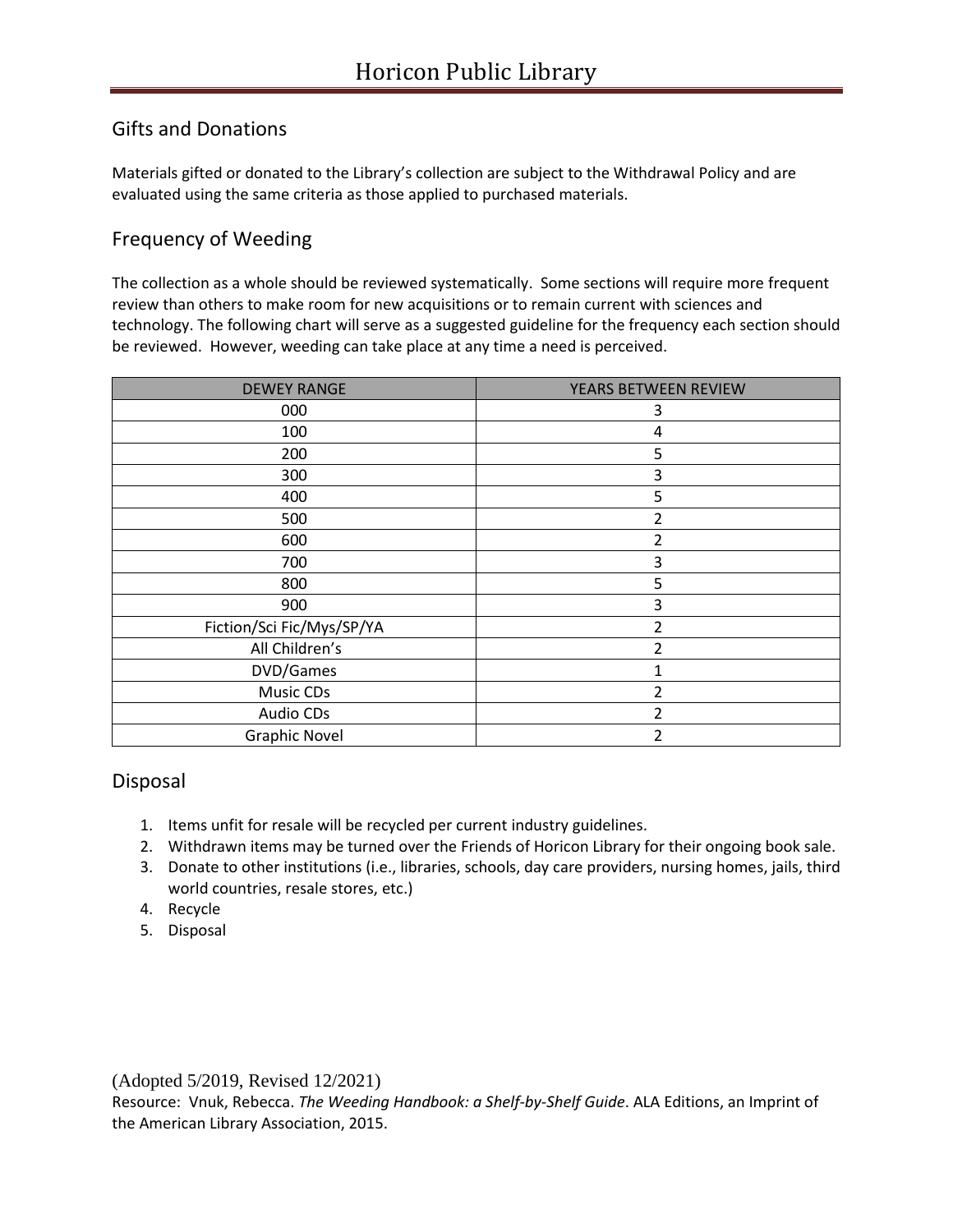## Gifts and Donations

Materials gifted or donated to the Library's collection are subject to the Withdrawal Policy and are evaluated using the same criteria as those applied to purchased materials.

## Frequency of Weeding

The collection as a whole should be reviewed systematically. Some sections will require more frequent review than others to make room for new acquisitions or to remain current with sciences and technology. The following chart will serve as a suggested guideline for the frequency each section should be reviewed. However, weeding can take place at any time a need is perceived.

| DEWEY RANGE | YEARS BETWEEN REVIEW |
|---|---|
| 000 | 3 |
| 100 | 4 |
| 200 | 5 |
| 300 | 3 |
| 400 | 5 |
| 500 | 2 |
| 600 | 2 |
| 700 | 3 |
| 800 | 5 |
| 900 | 3 |
| Fiction/Sci Fic/Mys/SP/YA | 2 |
| All Children's | 2 |
| DVD/Games | 1 |
| Music CDs | 2 |
| Audio CDs | 2 |
| Graphic Novel | 2 |

## Disposal

1. Items unfit for resale will be recycled per current industry guidelines.
2. Withdrawn items may be turned over the Friends of Horicon Library for their ongoing book sale.
3. Donate to other institutions (i.e., libraries, schools, day care providers, nursing homes, jails, third world countries, resale stores, etc.)
4. Recycle
5. Disposal

(Adopted 5/2019, Revised 12/2021)

Resource: Vnuk, Rebecca. *The Weeding Handbook: a Shelf-by-Shelf Guide*. ALA Editions, an Imprint of the American Library Association, 2015.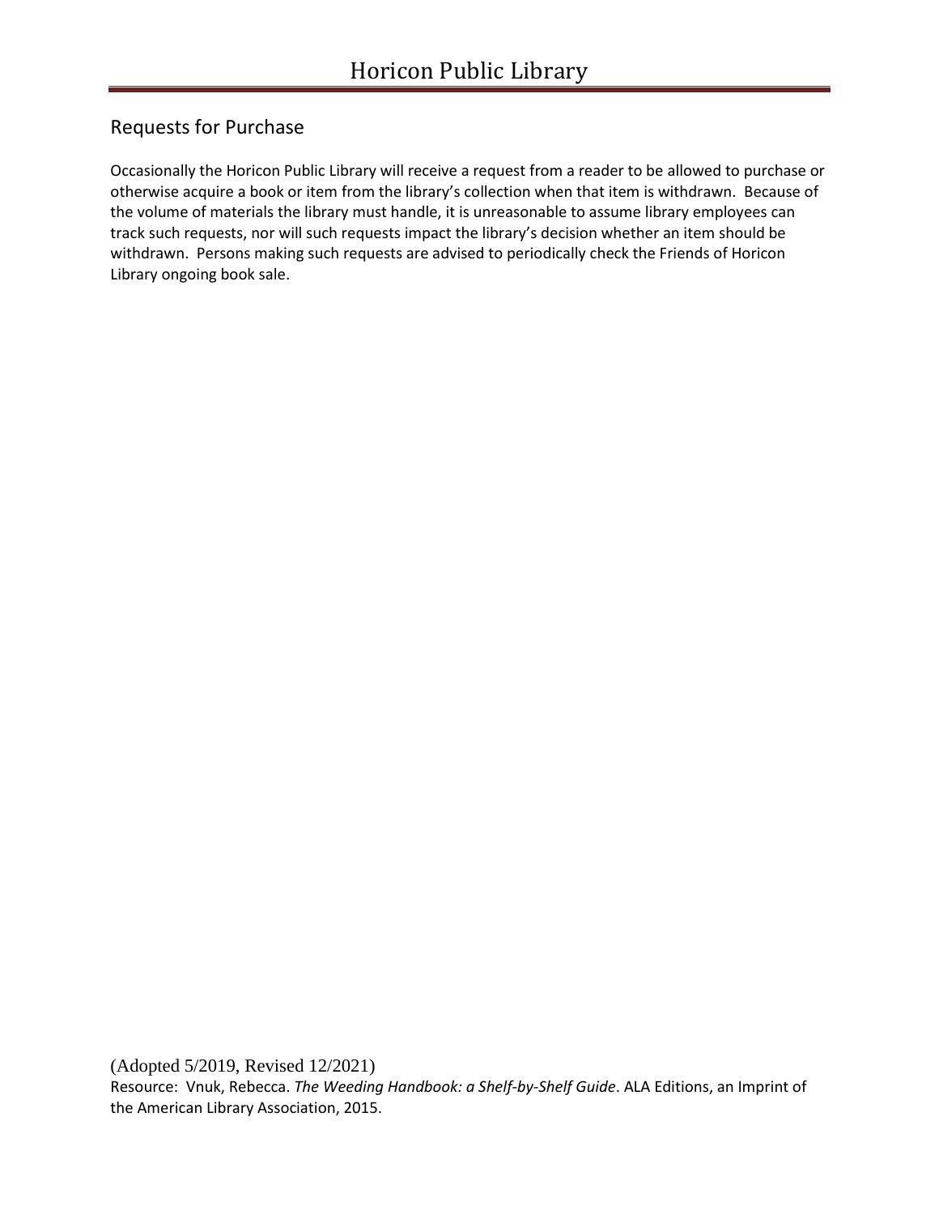## Requests for Purchase

Occasionally the Horicon Public Library will receive a request from a reader to be allowed to purchase or otherwise acquire a book or item from the library's collection when that item is withdrawn. Because of the volume of materials the library must handle, it is unreasonable to assume library employees can track such requests, nor will such requests impact the library's decision whether an item should be withdrawn. Persons making such requests are advised to periodically check the Friends of Horicon Library ongoing book sale.

(Adopted 5/2019, Revised 12/2021)

Resource: Vnuk, Rebecca. *The Weeding Handbook: a Shelf-by-Shelf Guide*. ALA Editions, an Imprint of the American Library Association, 2015.